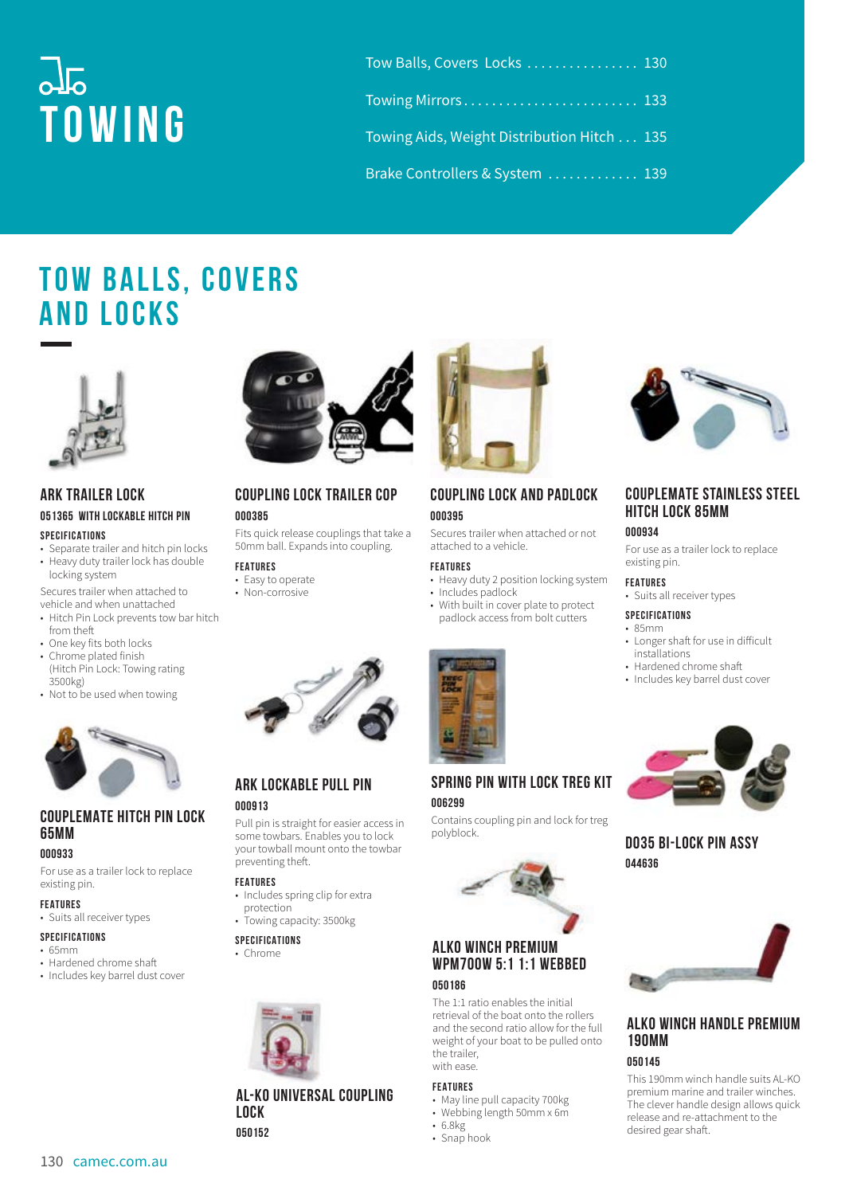# TOWING

- Tow Balls, Covers Locks ................ 130
- Towing Mirrors ......................... 133
- Towing Aids, Weight Distribution Hitch ... 135
- Brake Controllers & System ............. 139

## TOW BALLS, COVERS AND LOCKS

### ARK TRAILER LOCK

**051365 WITH LOCKABLE HITCH PIN**

**SPECIFICATIONS**

- Separate trailer and hitch pin locks
- Heavy duty trailer lock has double locking system

Secures trailer when attached to vehicle and when unattached

- Hitch Pin Lock prevents tow bar hitch from theft
- One key fits both locks
- Chrome plated finish (Hitch Pin Lock: Towing rating 3500kg)
- Not to be used when towing

### COUPLEMATE HITCH PIN LOCK 65MM

**000933**

For use as a trailer lock to replace existing pin.

**FEATURES**

- Suits all receiver types

**SPECIFICATIONS**

- 65mm
- Hardened chrome shaft
- Includes key barrel dust cover

### COUPLING LOCK TRAILER COP

**000385**

Fits quick release couplings that take a 50mm ball. Expands into coupling.

**FEATURES**

- Easy to operate
- Non-corrosive

### ARK LOCKABLE PULL PIN

**000913**

Pull pin is straight for easier access in some towbars. Enables you to lock your towball mount onto the towbar preventing theft.

**FEATURES**

- Includes spring clip for extra protection
- Towing capacity: 3500kg

**SPECIFICATIONS**

- Chrome

### AL-KO UNIVERSAL COUPLING LOCK

**050152**

### COUPLING LOCK AND PADLOCK

**000395**

Secures trailer when attached or not attached to a vehicle.

**FEATURES**

- Heavy duty 2 position locking system
- Includes padlock
- With built in cover plate to protect padlock access from bolt cutters

### SPRING PIN WITH LOCK TREG KIT

**006299**

Contains coupling pin and lock for treg polyblock.

### ALKO WINCH PREMIUM WPM700W 5:1 1:1 WEBBED

**050186**

The 1:1 ratio enables the initial retrieval of the boat onto the rollers and the second ratio allow for the full weight of your boat to be pulled onto the trailer,
with ease.

**FEATURES**

- May line pull capacity 700kg
- Webbing length 50mm x 6m
- 6.8kg
- Snap hook

### COUPLEMATE STAINLESS STEEL HITCH LOCK 85MM

**000934**

For use as a trailer lock to replace existing pin.

**FEATURES**

- Suits all receiver types

**SPECIFICATIONS**

- 85mm
- Longer shaft for use in difficult installations
- Hardened chrome shaft
- Includes key barrel dust cover

### D035 BI-LOCK PIN ASSY

**044636**

### ALKO WINCH HANDLE PREMIUM 190MM

**050145**

This 190mm winch handle suits AL-KO premium marine and trailer winches. The clever handle design allows quick release and re-attachment to the desired gear shaft.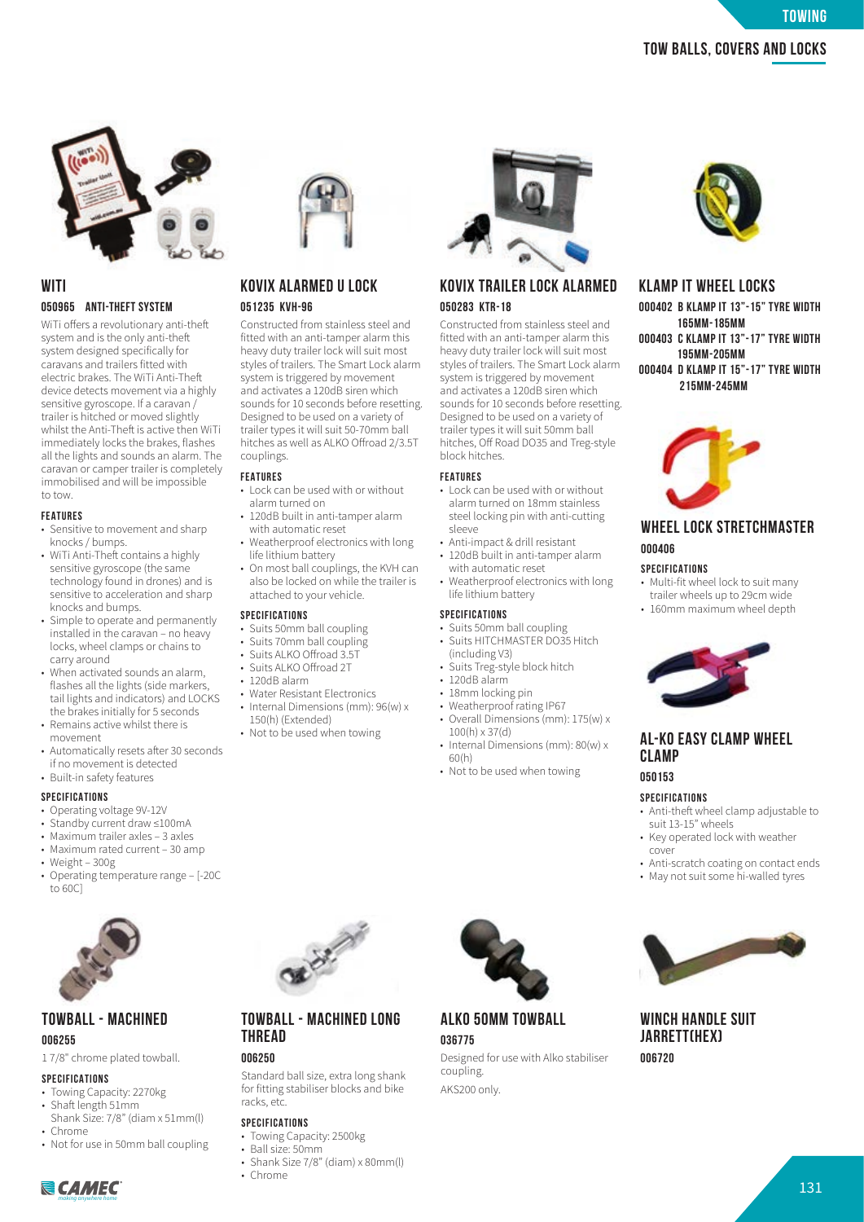## WITI

### 050965 ANTI-THEFT SYSTEM

WiTi offers a revolutionary anti-theft system and is the only anti-theft system designed specifically for caravans and trailers fitted with electric brakes. The WiTi Anti-Theft device detects movement via a highly sensitive gyroscope. If a caravan / trailer is hitched or moved slightly whilst the Anti-Theft is active then WiTi immediately locks the brakes, flashes all the lights and sounds an alarm. The caravan or camper trailer is completely immobilised and will be impossible to tow.

#### FEATURES

- Sensitive to movement and sharp knocks / bumps.
- WiTi Anti-Theft contains a highly sensitive gyroscope (the same technology found in drones) and is sensitive to acceleration and sharp knocks and bumps.
- Simple to operate and permanently installed in the caravan – no heavy locks, wheel clamps or chains to carry around
- When activated sounds an alarm, flashes all the lights (side markers, tail lights and indicators) and LOCKS the brakes initially for 5 seconds
- Remains active whilst there is movement
- Automatically resets after 30 seconds if no movement is detected
- Built-in safety features

#### SPECIFICATIONS

- Operating voltage 9V-12V
- Standby current draw ≤100mA
- Maximum trailer axles – 3 axles
- Maximum rated current – 30 amp
- Weight – 300g
- Operating temperature range – [-20C to 60C]

## KOVIX ALARMED U LOCK

### 051235 KVH-96

Constructed from stainless steel and fitted with an anti-tamper alarm this heavy duty trailer lock will suit most styles of trailers. The Smart Lock alarm system is triggered by movement and activates a 120dB siren which sounds for 10 seconds before resetting. Designed to be used on a variety of trailer types it will suit 50-70mm ball hitches as well as ALKO Offroad 2/3.5T couplings.

#### FEATURES

- Lock can be used with or without alarm turned on
- 120dB built in anti-tamper alarm with automatic reset
- Weatherproof electronics with long life lithium battery
- On most ball couplings, the KVH can also be locked on while the trailer is attached to your vehicle.

#### SPECIFICATIONS

- Suits 50mm ball coupling
- Suits 70mm ball coupling
- Suits ALKO Offroad 3.5T
- Suits ALKO Offroad 2T
- 120dB alarm
- Water Resistant Electronics
- Internal Dimensions (mm): 96(w) x 150(h) (Extended)
- Not to be used when towing

## KOVIX TRAILER LOCK ALARMED

### 050283 KTR-18

Constructed from stainless steel and fitted with an anti-tamper alarm this heavy duty trailer lock will suit most styles of trailers. The Smart Lock alarm system is triggered by movement and activates a 120dB siren which sounds for 10 seconds before resetting. Designed to be used on a variety of trailer types it will suit 50mm ball hitches, Off Road DO35 and Treg-style block hitches.

#### FEATURES

- Lock can be used with or without alarm turned on 18mm stainless steel locking pin with anti-cutting sleeve
- Anti-impact & drill resistant
- 120dB built in anti-tamper alarm with automatic reset
- Weatherproof electronics with long life lithium battery

#### SPECIFICATIONS

- Suits 50mm ball coupling
- Suits HITCHMASTER DO35 Hitch (including V3)
- Suits Treg-style block hitch
- 120dB alarm
- 18mm locking pin
- Weatherproof rating IP67
- Overall Dimensions (mm): 175(w) x 100(h) x 37(d)
- Internal Dimensions (mm): 80(w) x 60(h)
- Not to be used when towing

## KLAMP IT WHEEL LOCKS

**000402 B KLAMP IT 13"-15" TYRE WIDTH 165MM-185MM**

**000403 C KLAMP IT 13"-17" TYRE WIDTH 195MM-205MM**

**000404 D KLAMP IT 15"-17" TYRE WIDTH 215MM-245MM**

## WHEEL LOCK STRETCHMASTER

### 000406

#### SPECIFICATIONS

- Multi-fit wheel lock to suit many trailer wheels up to 29cm wide
- 160mm maximum wheel depth

## AL-KO EASY CLAMP WHEEL CLAMP

### 050153

#### SPECIFICATIONS

- Anti-theft wheel clamp adjustable to suit 13-15" wheels
- Key operated lock with weather cover
- Anti-scratch coating on contact ends
- May not suit some hi-walled tyres

## TOWBALL - MACHINED

### 006255

1 7/8" chrome plated towball.

#### SPECIFICATIONS

- Towing Capacity: 2270kg
- Shaft length 51mm
  Shank Size: 7/8" (diam x 51mm(l)
- Chrome
- Not for use in 50mm ball coupling

## TOWBALL - MACHINED LONG THREAD

### 006250

Standard ball size, extra long shank for fitting stabiliser blocks and bike racks, etc.

#### SPECIFICATIONS

- Towing Capacity: 2500kg
- Ball size: 50mm
- Shank Size 7/8" (diam) x 80mm(l)
- Chrome

## ALKO 50MM TOWBALL

### 036775

Designed for use with Alko stabiliser coupling.

AKS200 only.

## WINCH HANDLE SUIT JARRETT(HEX)

### 006720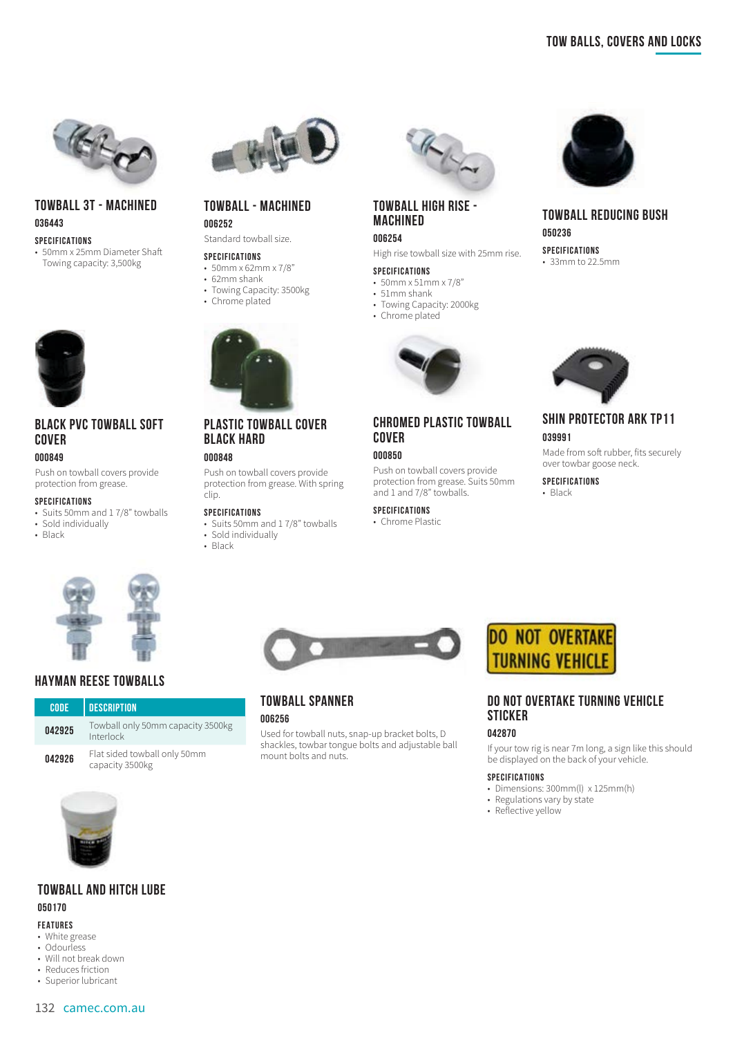## TOWBALL 3T - MACHINED

**036443**

**SPECIFICATIONS**

- 50mm x 25mm Diameter Shaft Towing capacity: 3,500kg

## TOWBALL - MACHINED

**006252**

Standard towball size.

**SPECIFICATIONS**

- 50mm x 62mm x 7/8"
- 62mm shank
- Towing Capacity: 3500kg
- Chrome plated

## TOWBALL HIGH RISE - MACHINED

**006254**

High rise towball size with 25mm rise.

**SPECIFICATIONS**

- 50mm x 51mm x 7/8"
- 51mm shank
- Towing Capacity: 2000kg
- Chrome plated

## TOWBALL REDUCING BUSH

**050236**

**SPECIFICATIONS**

- 33mm to 22.5mm

## BLACK PVC TOWBALL SOFT COVER

**000849**

Push on towball covers provide protection from grease.

**SPECIFICATIONS**

- Suits 50mm and 1 7/8" towballs
- Sold individually
- Black

## PLASTIC TOWBALL COVER BLACK HARD

**000848**

Push on towball covers provide protection from grease. With spring clip.

**SPECIFICATIONS**

- Suits 50mm and 1 7/8" towballs
- Sold individually
- Black

## CHROMED PLASTIC TOWBALL COVER

**000850**

Push on towball covers provide protection from grease. Suits 50mm and 1 and 7/8" towballs.

**SPECIFICATIONS**

- Chrome Plastic

## SHIN PROTECTOR ARK TP11

**039991**

Made from soft rubber, fits securely over towbar goose neck.

**SPECIFICATIONS**

- Black

## HAYMAN REESE TOWBALLS

| CODE | DESCRIPTION |
|---|---|
| 042925 | Towball only 50mm capacity 3500kg Interlock |
| 042926 | Flat sided towball only 50mm capacity 3500kg |

## TOWBALL SPANNER

**006256**

Used for towball nuts, snap-up bracket bolts, D shackles, towbar tongue bolts and adjustable ball mount bolts and nuts.

## DO NOT OVERTAKE TURNING VEHICLE STICKER

**042870**

If your tow rig is near 7m long, a sign like this should be displayed on the back of your vehicle.

**SPECIFICATIONS**

- Dimensions: 300mm(l) x 125mm(h)
- Regulations vary by state
- Reflective yellow

## TOWBALL AND HITCH LUBE

**050170**

**FEATURES**

- White grease
- Odourless
- Will not break down
- Reduces friction
- Superior lubricant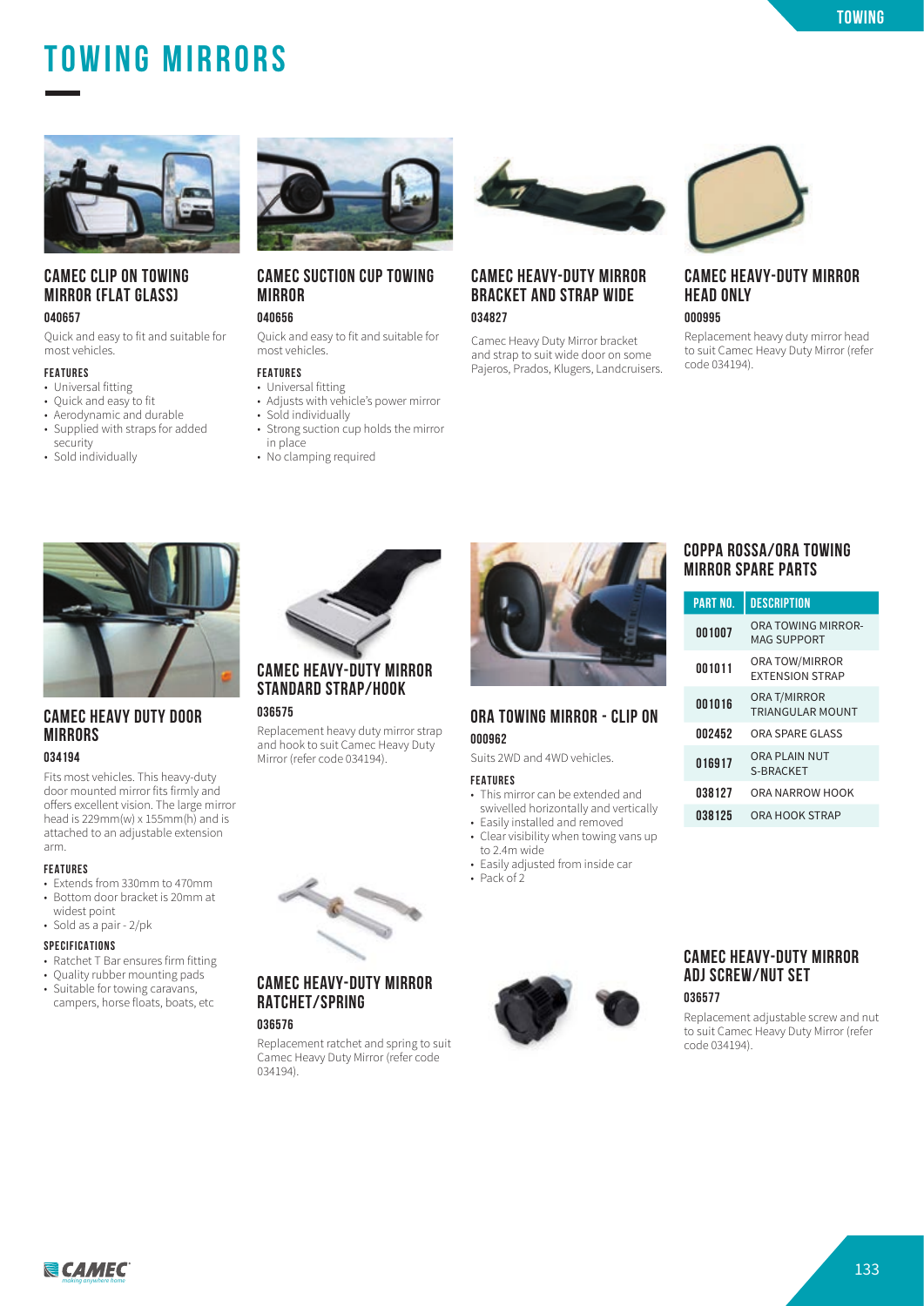# TOWING MIRRORS

### CAMEC CLIP ON TOWING MIRROR (FLAT GLASS)

**040657**

Quick and easy to fit and suitable for most vehicles.

**FEATURES**

- Universal fitting
- Quick and easy to fit
- Aerodynamic and durable
- Supplied with straps for added security
- Sold individually

### CAMEC SUCTION CUP TOWING MIRROR

**040656**

Quick and easy to fit and suitable for most vehicles.

**FEATURES**

- Universal fitting
- Adjusts with vehicle's power mirror
- Sold individually
- Strong suction cup holds the mirror in place
- No clamping required

### CAMEC HEAVY-DUTY MIRROR BRACKET AND STRAP WIDE

**034827**

Camec Heavy Duty Mirror bracket and strap to suit wide door on some Pajeros, Prados, Klugers, Landcruisers.

### CAMEC HEAVY-DUTY MIRROR HEAD ONLY

**000995**

Replacement heavy duty mirror head to suit Camec Heavy Duty Mirror (refer code 034194).

### CAMEC HEAVY DUTY DOOR MIRRORS

**034194**

Fits most vehicles. This heavy-duty door mounted mirror fits firmly and offers excellent vision. The large mirror head is 229mm(w) x 155mm(h) and is attached to an adjustable extension arm.

**FEATURES**

- Extends from 330mm to 470mm
- Bottom door bracket is 20mm at widest point
- Sold as a pair - 2/pk

**SPECIFICATIONS**

- Ratchet T Bar ensures firm fitting
- Quality rubber mounting pads
- Suitable for towing caravans, campers, horse floats, boats, etc

### CAMEC HEAVY-DUTY MIRROR STANDARD STRAP/HOOK

**036575**

Replacement heavy duty mirror strap and hook to suit Camec Heavy Duty Mirror (refer code 034194).

### CAMEC HEAVY-DUTY MIRROR RATCHET/SPRING

**036576**

Replacement ratchet and spring to suit Camec Heavy Duty Mirror (refer code 034194).

### ORA TOWING MIRROR - CLIP ON

**000962**

Suits 2WD and 4WD vehicles.

**FEATURES**

- This mirror can be extended and swivelled horizontally and vertically
- Easily installed and removed
- Clear visibility when towing vans up to 2.4m wide
- Easily adjusted from inside car
- Pack of 2

### COPPA ROSSA/ORA TOWING MIRROR SPARE PARTS

| PART NO. | DESCRIPTION |
|---|---|
| 001007 | ORA TOWING MIRROR-MAG SUPPORT |
| 001011 | ORA TOW/MIRROR EXTENSION STRAP |
| 001016 | ORA T/MIRROR TRIANGULAR MOUNT |
| 002452 | ORA SPARE GLASS |
| 016917 | ORA PLAIN NUT S-BRACKET |
| 038127 | ORA NARROW HOOK |
| 038125 | ORA HOOK STRAP |

### CAMEC HEAVY-DUTY MIRROR ADJ SCREW/NUT SET

**036577**

Replacement adjustable screw and nut to suit Camec Heavy Duty Mirror (refer code 034194).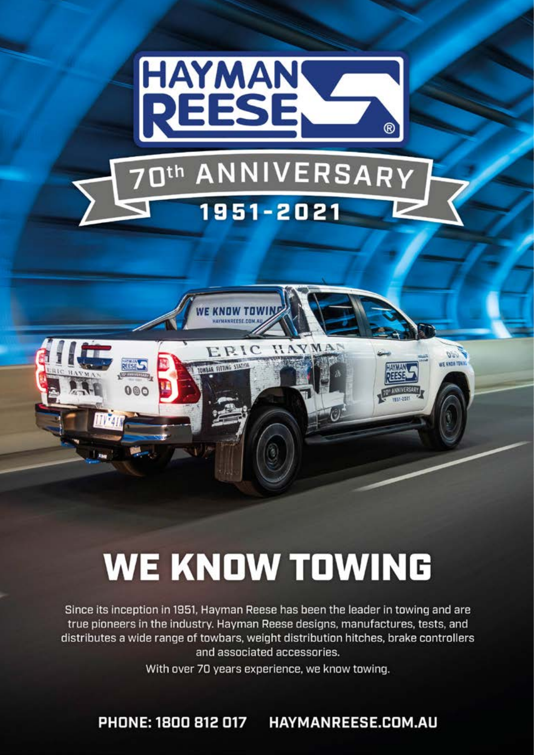# HAYMAN REESE

## 70th ANNIVERSARY

### 1951-2021

# WE KNOW TOWING

Since its inception in 1951, Hayman Reese has been the leader in towing and are true pioneers in the industry. Hayman Reese designs, manufactures, tests, and distributes a wide range of towbars, weight distribution hitches, brake controllers and associated accessories.

With over 70 years experience, we know towing.

**PHONE: 1800 812 017** **HAYMANREESE.COM.AU**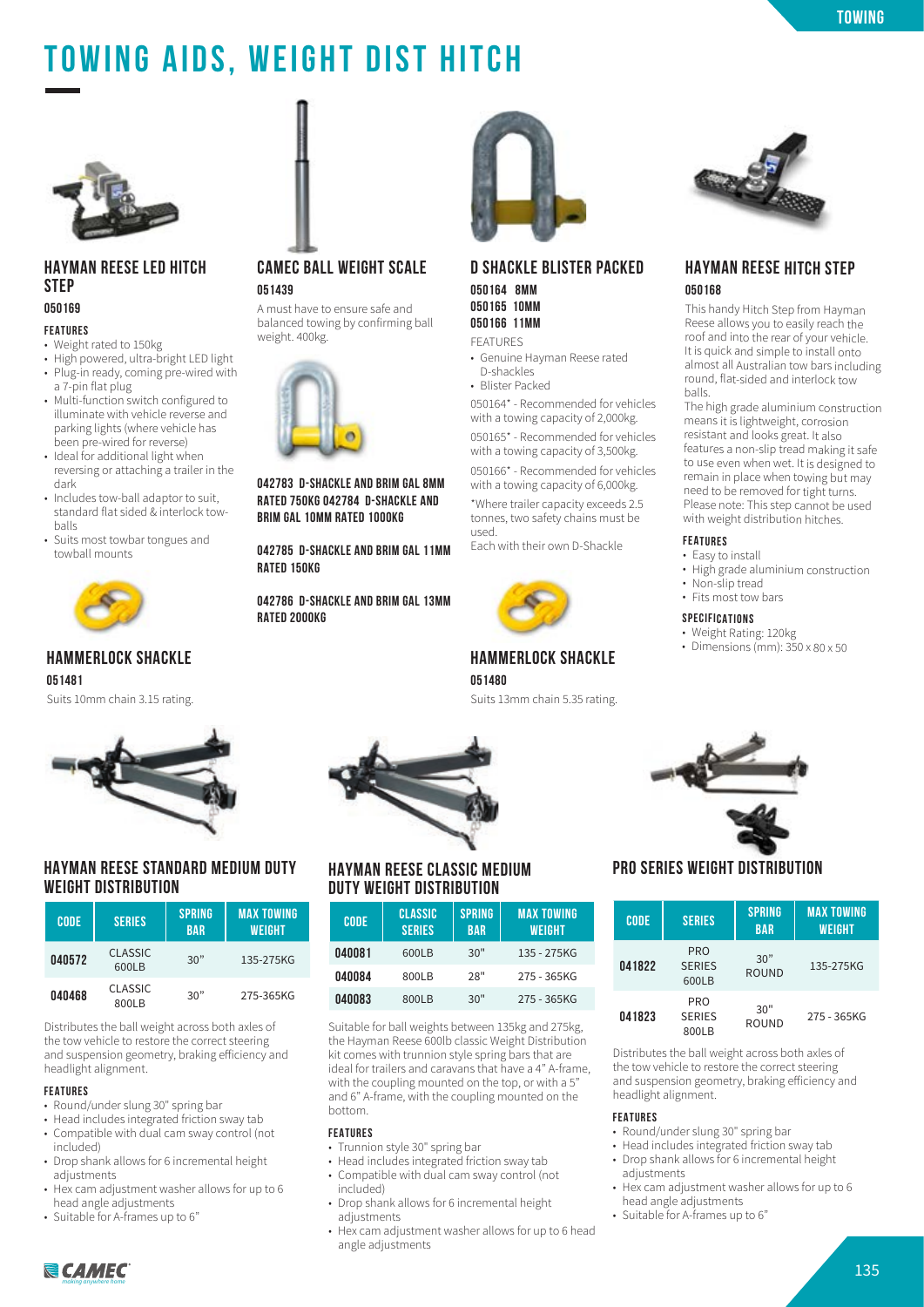# TOWING AIDS, WEIGHT DIST HITCH

### HAYMAN REESE LED HITCH STEP

**050169**

**FEATURES**

- Weight rated to 150kg
- High powered, ultra-bright LED light
- Plug-in ready, coming pre-wired with a 7-pin flat plug
- Multi-function switch configured to illuminate with vehicle reverse and parking lights (where vehicle has been pre-wired for reverse)
- Ideal for additional light when reversing or attaching a trailer in the dark
- Includes tow-ball adaptor to suit, standard flat sided & interlock tow-balls
- Suits most towbar tongues and towball mounts

### CAMEC BALL WEIGHT SCALE

**051439**

A must have to ensure safe and balanced towing by confirming ball weight. 400kg.

**042783 D-SHACKLE AND BRIM GAL 8MM RATED 750KG 042784 D-SHACKLE AND BRIM GAL 10MM RATED 1000KG**

**042785 D-SHACKLE AND BRIM GAL 11MM RATED 150KG**

**042786 D-SHACKLE AND BRIM GAL 13MM RATED 2000KG**

### D SHACKLE BLISTER PACKED

**050164 8MM**
**050165 10MM**
**050166 11MM**

FEATURES

- Genuine Hayman Reese rated D-shackles
- Blister Packed

050164* - Recommended for vehicles with a towing capacity of 2,000kg.

050165* - Recommended for vehicles with a towing capacity of 3,500kg.

050166* - Recommended for vehicles with a towing capacity of 6,000kg.

*Where trailer capacity exceeds 2.5 tonnes, two safety chains must be used.
Each with their own D-Shackle

### HAYMAN REESE HITCH STEP

**050168**

This handy Hitch Step from Hayman Reese allows you to easily reach the roof and into the rear of your vehicle. It is quick and simple to install onto almost all Australian tow bars including round, flat-sided and interlock tow balls.
The high grade aluminium construction means it is lightweight, corrosion resistant and looks great. It also features a non-slip tread making it safe to use even when wet. It is designed to remain in place when towing but may need to be removed for tight turns. Please note: This step cannot be used with weight distribution hitches.

**FEATURES**

- Easy to install
- High grade aluminium construction
- Non-slip tread
- Fits most tow bars

**SPECIFICATIONS**

- Weight Rating: 120kg
- Dimensions (mm): 350 x 80 x 50

### HAMMERLOCK SHACKLE

**051481**

Suits 10mm chain 3.15 rating.

### HAMMERLOCK SHACKLE

**051480**

Suits 13mm chain 5.35 rating.

### HAYMAN REESE STANDARD MEDIUM DUTY WEIGHT DISTRIBUTION

| CODE | SERIES | SPRING BAR | MAX TOWING WEIGHT |
|---|---|---|---|
| 040572 | CLASSIC 600LB | 30" | 135-275KG |
| 040468 | CLASSIC 800LB | 30" | 275-365KG |

Distributes the ball weight across both axles of the tow vehicle to restore the correct steering and suspension geometry, braking efficiency and headlight alignment.

**FEATURES**

- Round/under slung 30" spring bar
- Head includes integrated friction sway tab
- Compatible with dual cam sway control (not included)
- Drop shank allows for 6 incremental height adjustments
- Hex cam adjustment washer allows for up to 6 head angle adjustments
- Suitable for A-frames up to 6"

### HAYMAN REESE CLASSIC MEDIUM DUTY WEIGHT DISTRIBUTION

| CODE | CLASSIC SERIES | SPRING BAR | MAX TOWING WEIGHT |
|---|---|---|---|
| 040081 | 600LB | 30" | 135 - 275KG |
| 040084 | 800LB | 28" | 275 - 365KG |
| 040083 | 800LB | 30" | 275 - 365KG |

Suitable for ball weights between 135kg and 275kg, the Hayman Reese 600lb classic Weight Distribution kit comes with trunnion style spring bars that are ideal for trailers and caravans that have a 4" A-frame, with the coupling mounted on the top, or with a 5" and 6" A-frame, with the coupling mounted on the bottom.

**FEATURES**

- Trunnion style 30" spring bar
- Head includes integrated friction sway tab
- Compatible with dual cam sway control (not included)
- Drop shank allows for 6 incremental height adjustments
- Hex cam adjustment washer allows for up to 6 head angle adjustments

### PRO SERIES WEIGHT DISTRIBUTION

| CODE | SERIES | SPRING BAR | MAX TOWING WEIGHT |
|---|---|---|---|
| 041822 | PRO SERIES 600LB | 30" ROUND | 135-275KG |
| 041823 | PRO SERIES 800LB | 30" ROUND | 275 - 365KG |

Distributes the ball weight across both axles of the tow vehicle to restore the correct steering and suspension geometry, braking efficiency and headlight alignment.

**FEATURES**

- Round/under slung 30" spring bar
- Head includes integrated friction sway tab
- Drop shank allows for 6 incremental height adjustments
- Hex cam adjustment washer allows for up to 6 head angle adjustments
- Suitable for A-frames up to 6"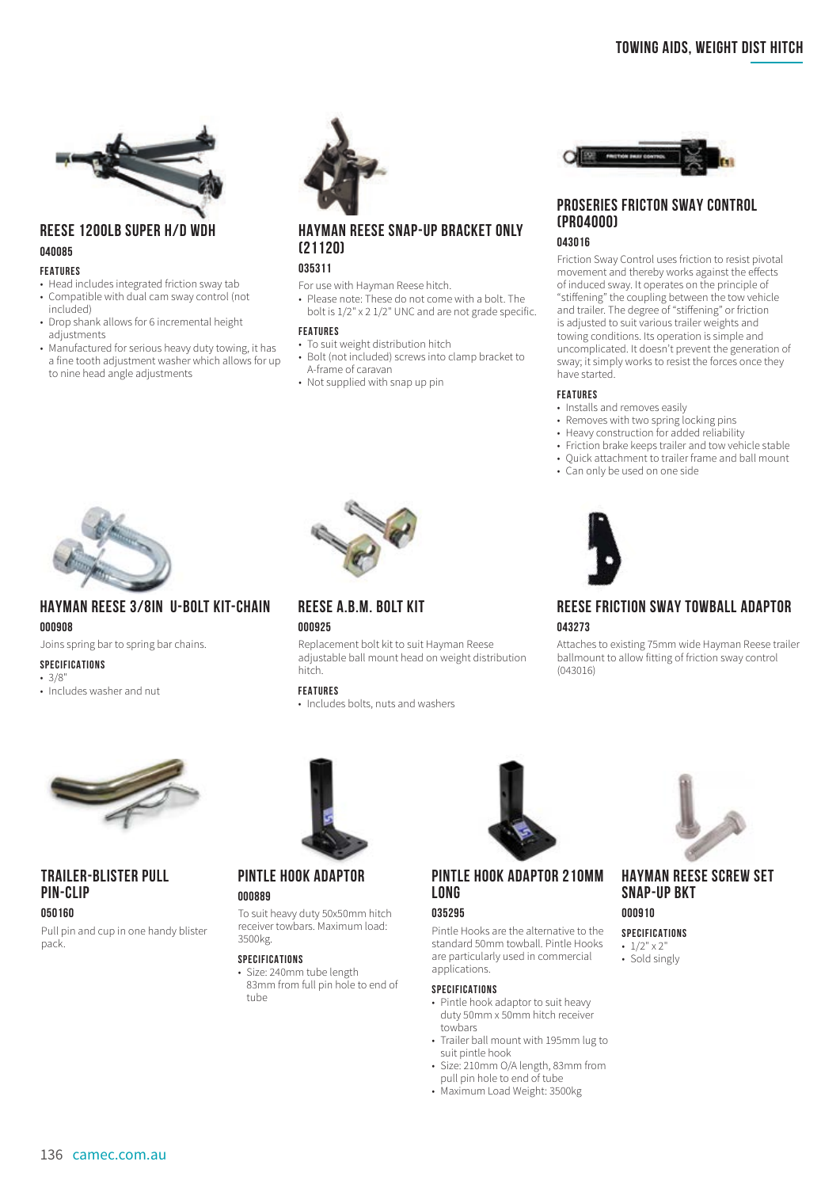## REESE 1200LB SUPER H/D WDH

**040085**

**FEATURES**

- Head includes integrated friction sway tab
- Compatible with dual cam sway control (not included)
- Drop shank allows for 6 incremental height adjustments
- Manufactured for serious heavy duty towing, it has a fine tooth adjustment washer which allows for up to nine head angle adjustments

## HAYMAN REESE SNAP-UP BRACKET ONLY (21120)

**035311**

For use with Hayman Reese hitch.

- Please note: These do not come with a bolt. The bolt is 1/2" x 2 1/2" UNC and are not grade specific.

**FEATURES**

- To suit weight distribution hitch
- Bolt (not included) screws into clamp bracket to A-frame of caravan
- Not supplied with snap up pin

## PROSERIES FRICTON SWAY CONTROL (PRO4000)

**043016**

Friction Sway Control uses friction to resist pivotal movement and thereby works against the effects of induced sway. It operates on the principle of "stiffening" the coupling between the tow vehicle and trailer. The degree of "stiffening" or friction is adjusted to suit various trailer weights and towing conditions. Its operation is simple and uncomplicated. It doesn't prevent the generation of sway; it simply works to resist the forces once they have started.

**FEATURES**

- Installs and removes easily
- Removes with two spring locking pins
- Heavy construction for added reliability
- Friction brake keeps trailer and tow vehicle stable
- Quick attachment to trailer frame and ball mount
- Can only be used on one side

## HAYMAN REESE 3/8IN U-BOLT KIT-CHAIN

**000908**

Joins spring bar to spring bar chains.

**SPECIFICATIONS**

- 3/8"
- Includes washer and nut

## REESE A.B.M. BOLT KIT

**000925**

Replacement bolt kit to suit Hayman Reese adjustable ball mount head on weight distribution hitch.

**FEATURES**

- Includes bolts, nuts and washers

## REESE FRICTION SWAY TOWBALL ADAPTOR

**043273**

Attaches to existing 75mm wide Hayman Reese trailer ballmount to allow fitting of friction sway control (043016)

## TRAILER-BLISTER PULL PIN-CLIP

**050160**

Pull pin and cup in one handy blister pack.

## PINTLE HOOK ADAPTOR

**000889**

To suit heavy duty 50x50mm hitch receiver towbars. Maximum load: 3500kg.

**SPECIFICATIONS**

- Size: 240mm tube length 83mm from full pin hole to end of tube

## PINTLE HOOK ADAPTOR 210MM LONG

**035295**

Pintle Hooks are the alternative to the standard 50mm towball. Pintle Hooks are particularly used in commercial applications.

**SPECIFICATIONS**

- Pintle hook adaptor to suit heavy duty 50mm x 50mm hitch receiver towbars
- Trailer ball mount with 195mm lug to suit pintle hook
- Size: 210mm O/A length, 83mm from pull pin hole to end of tube
- Maximum Load Weight: 3500kg

## HAYMAN REESE SCREW SET SNAP-UP BKT

**000910**

**SPECIFICATIONS**

- 1/2" x 2"
- Sold singly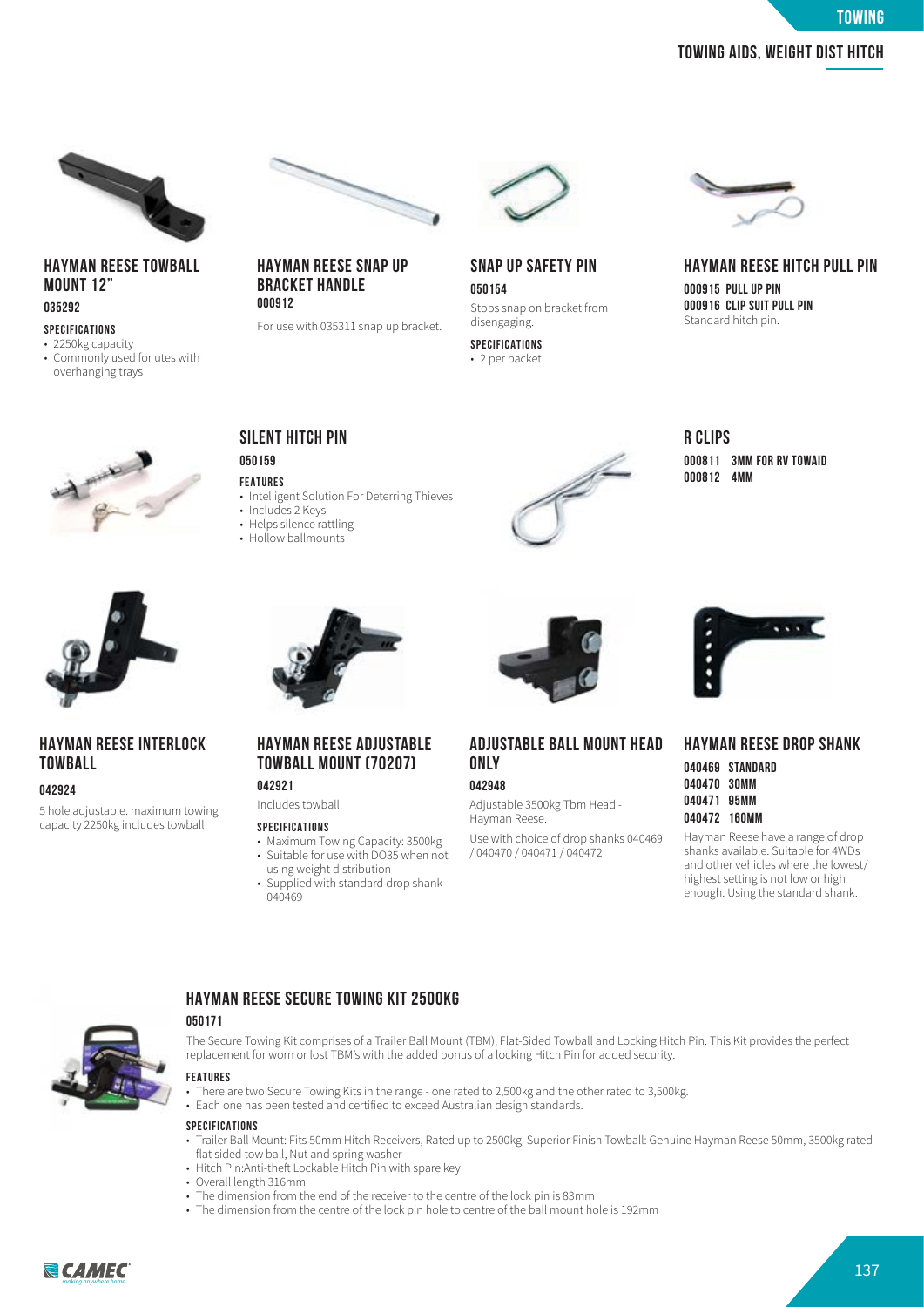## HAYMAN REESE TOWBALL MOUNT 12"

**035292**

**SPECIFICATIONS**

- 2250kg capacity
- Commonly used for utes with overhanging trays

## HAYMAN REESE SNAP UP BRACKET HANDLE

**000912**

For use with 035311 snap up bracket.

## SNAP UP SAFETY PIN

**050154**

Stops snap on bracket from disengaging.

**SPECIFICATIONS**

- 2 per packet

## HAYMAN REESE HITCH PULL PIN

**000915 PULL UP PIN**
**000916 CLIP SUIT PULL PIN**

Standard hitch pin.

## SILENT HITCH PIN

**050159**

**FEATURES**

- Intelligent Solution For Deterring Thieves
- Includes 2 Keys
- Helps silence rattling
- Hollow ballmounts

## R CLIPS

**000811 3MM FOR RV TOWAID**
**000812 4MM**

## HAYMAN REESE INTERLOCK TOWBALL

**042924**

5 hole adjustable. maximum towing capacity 2250kg includes towball

## HAYMAN REESE ADJUSTABLE TOWBALL MOUNT (70207)

**042921**

Includes towball.

**SPECIFICATIONS**

- Maximum Towing Capacity: 3500kg
- Suitable for use with DO35 when not using weight distribution
- Supplied with standard drop shank 040469

## ADJUSTABLE BALL MOUNT HEAD ONLY

**042948**

Adjustable 3500kg Tbm Head - Hayman Reese.

Use with choice of drop shanks 040469 / 040470 / 040471 / 040472

## HAYMAN REESE DROP SHANK

**040469 STANDARD**
**040470 30MM**
**040471 95MM**
**040472 160MM**

Hayman Reese have a range of drop shanks available. Suitable for 4WDs and other vehicles where the lowest/highest setting is not low or high enough. Using the standard shank.

## HAYMAN REESE SECURE TOWING KIT 2500KG

**050171**

The Secure Towing Kit comprises of a Trailer Ball Mount (TBM), Flat-Sided Towball and Locking Hitch Pin. This Kit provides the perfect replacement for worn or lost TBM's with the added bonus of a locking Hitch Pin for added security.

**FEATURES**

- There are two Secure Towing Kits in the range - one rated to 2,500kg and the other rated to 3,500kg.
- Each one has been tested and certified to exceed Australian design standards.

**SPECIFICATIONS**

- Trailer Ball Mount: Fits 50mm Hitch Receivers, Rated up to 2500kg, Superior Finish Towball: Genuine Hayman Reese 50mm, 3500kg rated flat sided tow ball, Nut and spring washer
- Hitch Pin:Anti-theft Lockable Hitch Pin with spare key
- Overall length 316mm
- The dimension from the end of the receiver to the centre of the lock pin is 83mm
- The dimension from the centre of the lock pin hole to centre of the ball mount hole is 192mm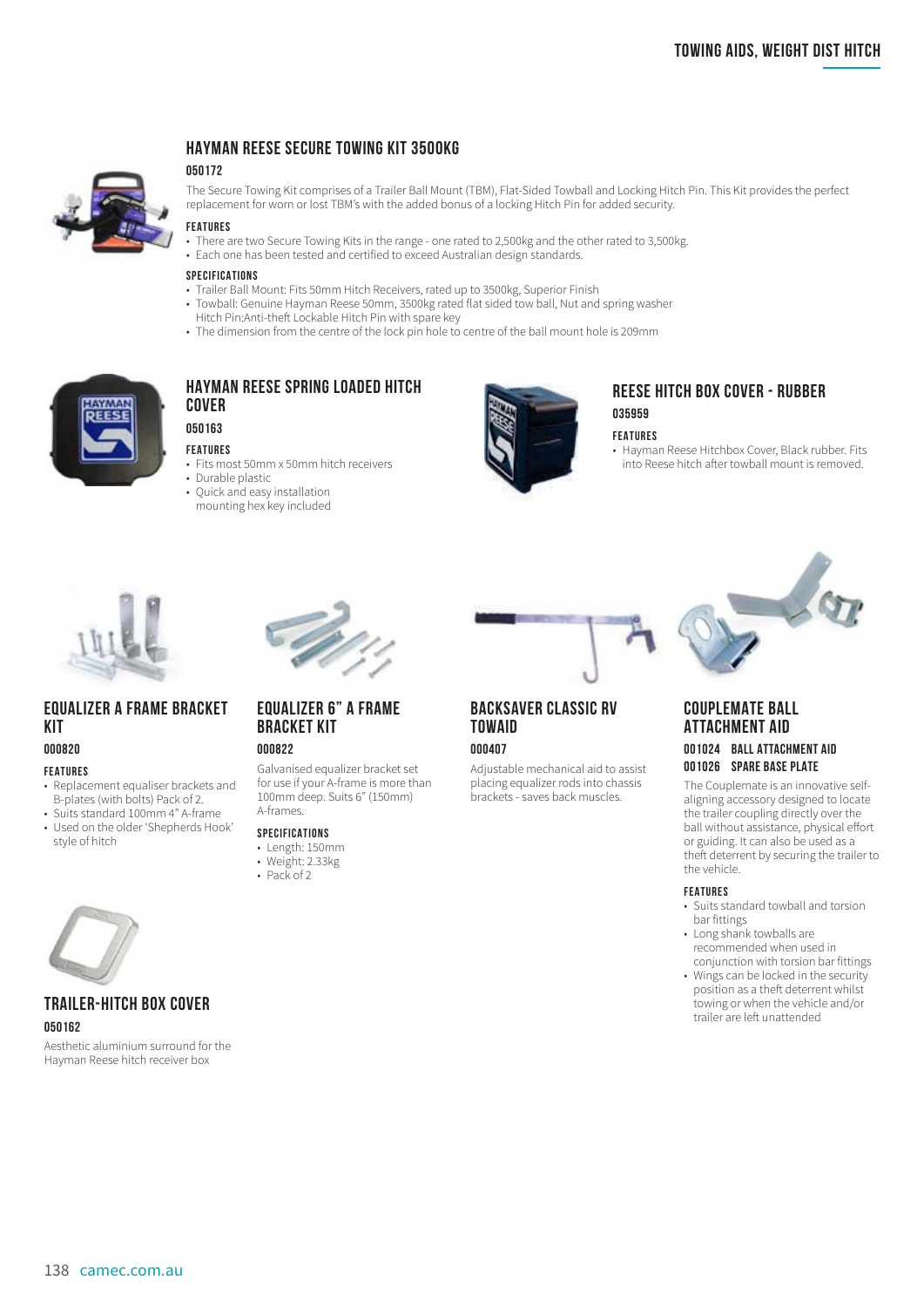## HAYMAN REESE SECURE TOWING KIT 3500KG

**050172**

The Secure Towing Kit comprises of a Trailer Ball Mount (TBM), Flat-Sided Towball and Locking Hitch Pin. This Kit provides the perfect replacement for worn or lost TBM's with the added bonus of a locking Hitch Pin for added security.

**FEATURES**

- There are two Secure Towing Kits in the range - one rated to 2,500kg and the other rated to 3,500kg.
- Each one has been tested and certified to exceed Australian design standards.

**SPECIFICATIONS**

- Trailer Ball Mount: Fits 50mm Hitch Receivers, rated up to 3500kg, Superior Finish
- Towball: Genuine Hayman Reese 50mm, 3500kg rated flat sided tow ball, Nut and spring washer
  Hitch Pin:Anti-theft Lockable Hitch Pin with spare key
- The dimension from the centre of the lock pin hole to centre of the ball mount hole is 209mm

## HAYMAN REESE SPRING LOADED HITCH COVER

**050163**

**FEATURES**

- Fits most 50mm x 50mm hitch receivers
- Durable plastic
- Quick and easy installation
  mounting hex key included

## REESE HITCH BOX COVER - RUBBER

**035959**

**FEATURES**

- Hayman Reese Hitchbox Cover, Black rubber. Fits into Reese hitch after towball mount is removed.

## EQUALIZER A FRAME BRACKET KIT

**000820**

**FEATURES**

- Replacement equaliser brackets and B-plates (with bolts) Pack of 2.
- Suits standard 100mm 4" A-frame
- Used on the older 'Shepherds Hook' style of hitch

## EQUALIZER 6" A FRAME BRACKET KIT

**000822**

Galvanised equalizer bracket set for use if your A-frame is more than 100mm deep. Suits 6" (150mm) A-frames.

**SPECIFICATIONS**

- Length: 150mm
- Weight: 2.33kg
- Pack of 2

## BACKSAVER CLASSIC RV TOWAID

**000407**

Adjustable mechanical aid to assist placing equalizer rods into chassis brackets - saves back muscles.

## COUPLEMATE BALL ATTACHMENT AID

**001024 BALL ATTACHMENT AID**
**001026 SPARE BASE PLATE**

The Couplemate is an innovative self-aligning accessory designed to locate the trailer coupling directly over the ball without assistance, physical effort or guiding. It can also be used as a theft deterrent by securing the trailer to the vehicle.

**FEATURES**

- Suits standard towball and torsion bar fittings
- Long shank towballs are recommended when used in conjunction with torsion bar fittings
- Wings can be locked in the security position as a theft deterrent whilst towing or when the vehicle and/or trailer are left unattended

## TRAILER-HITCH BOX COVER

**050162**

Aesthetic aluminium surround for the Hayman Reese hitch receiver box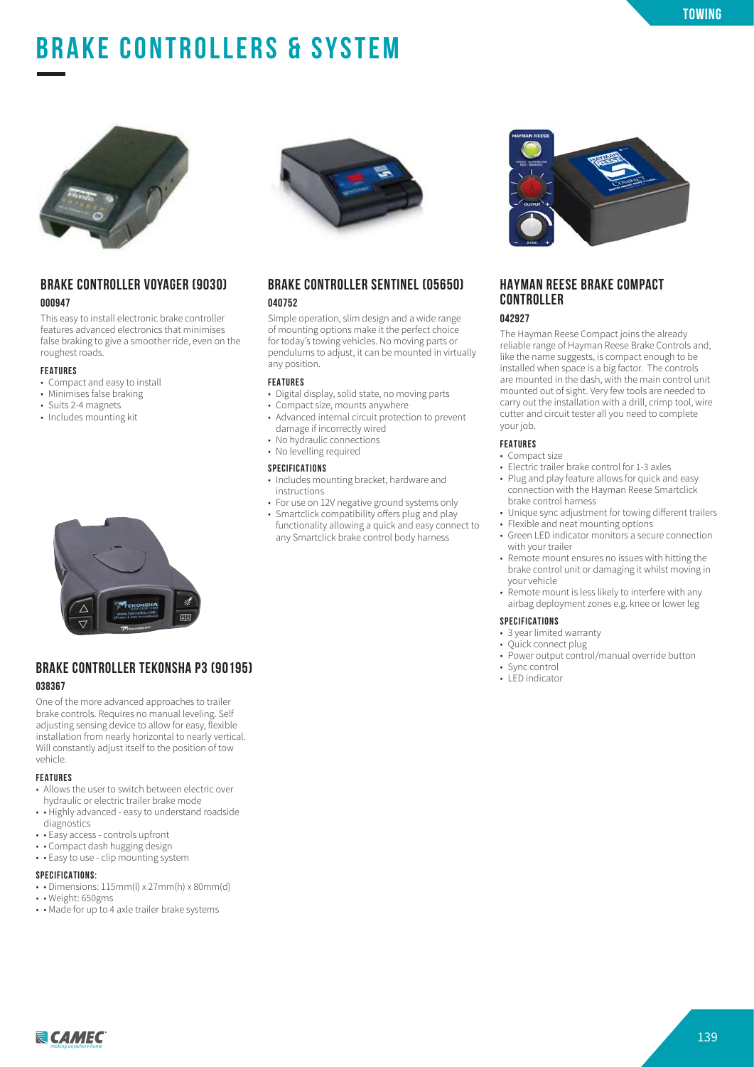# BRAKE CONTROLLERS & SYSTEM

## BRAKE CONTROLLER VOYAGER (9030)

**000947**

This easy to install electronic brake controller features advanced electronics that minimises false braking to give a smoother ride, even on the roughest roads.

#### FEATURES

- Compact and easy to install
- Minimises false braking
- Suits 2-4 magnets
- Includes mounting kit

## BRAKE CONTROLLER TEKONSHA P3 (90195)

**038367**

One of the more advanced approaches to trailer brake controls. Requires no manual leveling. Self adjusting sensing device to allow for easy, flexible installation from nearly horizontal to nearly vertical. Will constantly adjust itself to the position of tow vehicle.

#### FEATURES

- Allows the user to switch between electric over hydraulic or electric trailer brake mode
- • Highly advanced - easy to understand roadside diagnostics
- • Easy access - controls upfront
- • Compact dash hugging design
- • Easy to use - clip mounting system

#### SPECIFICATIONS:

- • Dimensions: 115mm(l) x 27mm(h) x 80mm(d)
- • Weight: 650gms
- • Made for up to 4 axle trailer brake systems

## BRAKE CONTROLLER SENTINEL (05650)

**040752**

Simple operation, slim design and a wide range of mounting options make it the perfect choice for today's towing vehicles. No moving parts or pendulums to adjust, it can be mounted in virtually any position.

#### FEATURES

- Digital display, solid state, no moving parts
- Compact size, mounts anywhere
- Advanced internal circuit protection to prevent damage if incorrectly wired
- No hydraulic connections
- No levelling required

#### SPECIFICATIONS

- Includes mounting bracket, hardware and instructions
- For use on 12V negative ground systems only
- Smartclick compatibility offers plug and play functionality allowing a quick and easy connect to any Smartclick brake control body harness

## HAYMAN REESE BRAKE COMPACT CONTROLLER

**042927**

The Hayman Reese Compact joins the already reliable range of Hayman Reese Brake Controls and, like the name suggests, is compact enough to be installed when space is a big factor. The controls are mounted in the dash, with the main control unit mounted out of sight. Very few tools are needed to carry out the installation with a drill, crimp tool, wire cutter and circuit tester all you need to complete your job.

#### FEATURES

- Compact size
- Electric trailer brake control for 1-3 axles
- Plug and play feature allows for quick and easy connection with the Hayman Reese Smartclick brake control harness
- Unique sync adjustment for towing different trailers
- Flexible and neat mounting options
- Green LED indicator monitors a secure connection with your trailer
- Remote mount ensures no issues with hitting the brake control unit or damaging it whilst moving in your vehicle
- Remote mount is less likely to interfere with any airbag deployment zones e.g. knee or lower leg

#### SPECIFICATIONS

- 3 year limited warranty
- Quick connect plug
- Power output control/manual override button
- Sync control
- LED indicator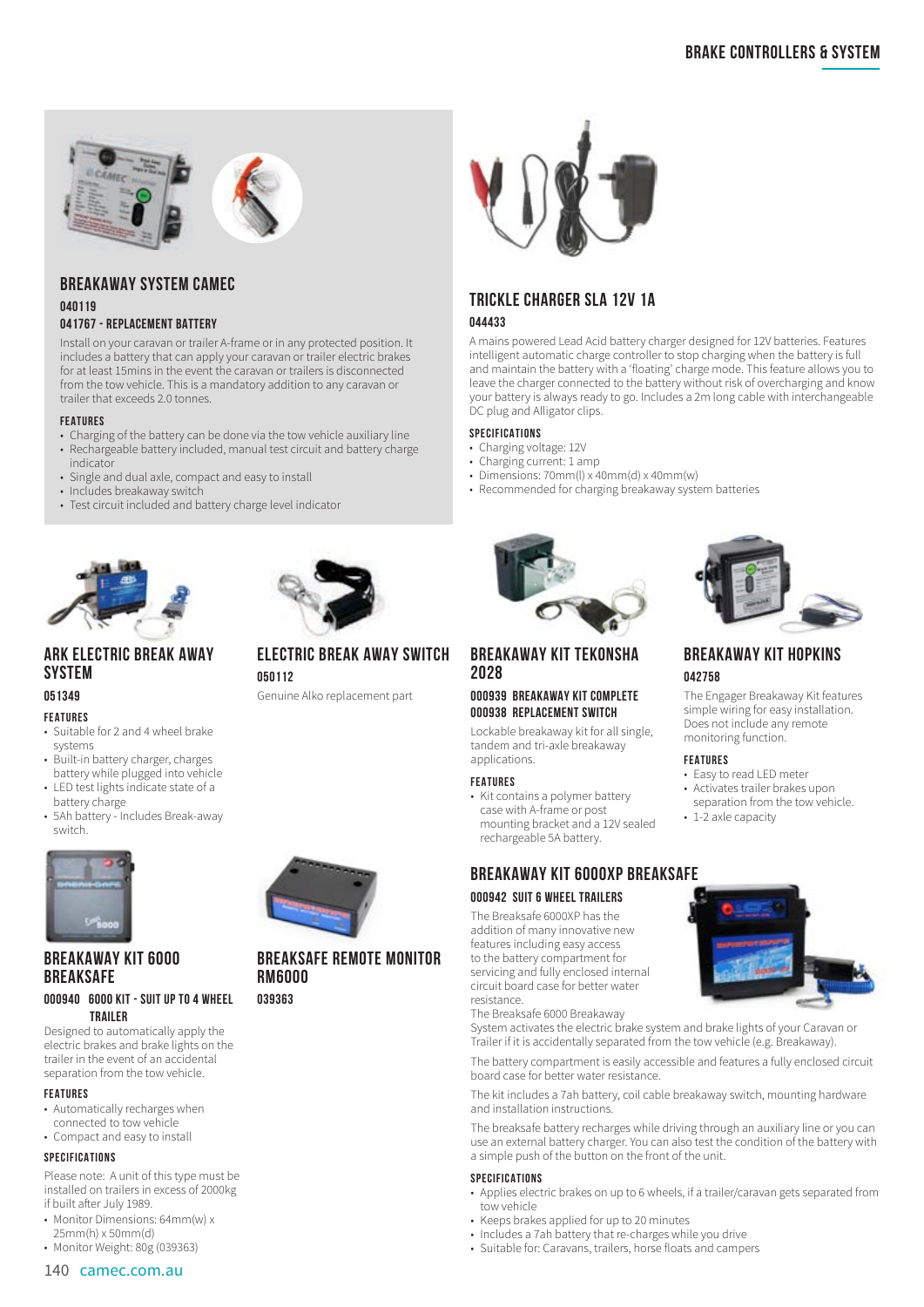## BREAKAWAY SYSTEM CAMEC

**040119**

**041767 - REPLACEMENT BATTERY**

Install on your caravan or trailer A-frame or in any protected position. It includes a battery that can apply your caravan or trailer electric brakes for at least 15mins in the event the caravan or trailers is disconnected from the tow vehicle. This is a mandatory addition to any caravan or trailer that exceeds 2.0 tonnes.

**FEATURES**

- Charging of the battery can be done via the tow vehicle auxiliary line
- Rechargeable battery included, manual test circuit and battery charge indicator
- Single and dual axle, compact and easy to install
- Includes breakaway switch
- Test circuit included and battery charge level indicator

## TRICKLE CHARGER SLA 12V 1A

**044433**

A mains powered Lead Acid battery charger designed for 12V batteries. Features intelligent automatic charge controller to stop charging when the battery is full and maintain the battery with a 'floating' charge mode. This feature allows you to leave the charger connected to the battery without risk of overcharging and know your battery is always ready to go. Includes a 2m long cable with interchangeable DC plug and Alligator clips.

**SPECIFICATIONS**

- Charging voltage: 12V
- Charging current: 1 amp
- Dimensions: 70mm(l) x 40mm(d) x 40mm(w)
- Recommended for charging breakaway system batteries

## ARK ELECTRIC BREAK AWAY SYSTEM

**051349**

**FEATURES**

- Suitable for 2 and 4 wheel brake systems
- Built-in battery charger, charges battery while plugged into vehicle
- LED test lights indicate state of a battery charge
- 5Ah battery - Includes Break-away switch.

## ELECTRIC BREAK AWAY SWITCH

**050112**

Genuine Alko replacement part

## BREAKAWAY KIT TEKONSHA 2028

**000939 BREAKAWAY KIT COMPLETE**

**000938 REPLACEMENT SWITCH**

Lockable breakaway kit for all single, tandem and tri-axle breakaway applications.

**FEATURES**

- Kit contains a polymer battery case with A-frame or post mounting bracket and a 12V sealed rechargeable 5A battery.

## BREAKAWAY KIT HOPKINS

**042758**

The Engager Breakaway Kit features simple wiring for easy installation. Does not include any remote monitoring function.

**FEATURES**

- Easy to read LED meter
- Activates trailer brakes upon separation from the tow vehicle.
- 1-2 axle capacity

## BREAKAWAY KIT 6000 BREAKSAFE

**000940 6000 KIT - SUIT UP TO 4 WHEEL TRAILER**

Designed to automatically apply the electric brakes and brake lights on the trailer in the event of an accidental separation from the tow vehicle.

**FEATURES**

- Automatically recharges when connected to tow vehicle
- Compact and easy to install

**SPECIFICATIONS**

Please note: A unit of this type must be installed on trailers in excess of 2000kg if built after July 1989.

- Monitor Dimensions: 64mm(w) x 25mm(h) x 50mm(d)
- Monitor Weight: 80g (039363)

## BREAKSAFE REMOTE MONITOR RM6000

**039363**

## BREAKAWAY KIT 6000XP BREAKSAFE

**000942 SUIT 6 WHEEL TRAILERS**

The Breaksafe 6000XP has the addition of many innovative new features including easy access to the battery compartment for servicing and fully enclosed internal circuit board case for better water resistance.

The Breaksafe 6000 Breakaway System activates the electric brake system and brake lights of your Caravan or Trailer if it is accidentally separated from the tow vehicle (e.g. Breakaway).

The battery compartment is easily accessible and features a fully enclosed circuit board case for better water resistance.

The kit includes a 7ah battery, coil cable breakaway switch, mounting hardware and installation instructions.

The breaksafe battery recharges while driving through an auxiliary line or you can use an external battery charger. You can also test the condition of the battery with a simple push of the button on the front of the unit.

**SPECIFICATIONS**

- Applies electric brakes on up to 6 wheels, if a trailer/caravan gets separated from tow vehicle
- Keeps brakes applied for up to 20 minutes
- Includes a 7ah battery that re-charges while you drive
- Suitable for: Caravans, trailers, horse floats and campers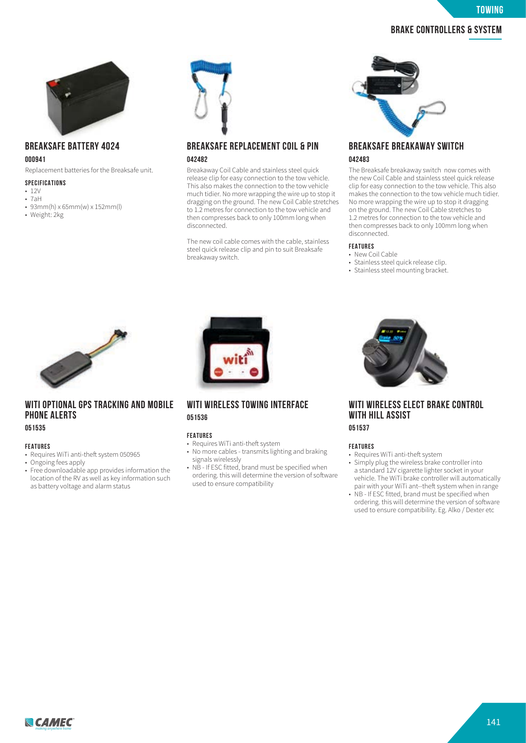# BRAKE CONTROLLERS & SYSTEM

## BREAKSAFE BATTERY 4024

**000941**

Replacement batteries for the Breaksafe unit.

#### SPECIFICATIONS

- 12V
- 7aH
- 93mm(h) x 65mm(w) x 152mm(l)
- Weight: 2kg

## BREAKSAFE REPLACEMENT COIL & PIN

**042482**

Breakaway Coil Cable and stainless steel quick release clip for easy connection to the tow vehicle. This also makes the connection to the tow vehicle much tidier. No more wrapping the wire up to stop it dragging on the ground. The new Coil Cable stretches to 1.2 metres for connection to the tow vehicle and then compresses back to only 100mm long when disconnected.

The new coil cable comes with the cable, stainless steel quick release clip and pin to suit Breaksafe breakaway switch.

## BREAKSAFE BREAKAWAY SWITCH

**042483**

The Breaksafe breakaway switch now comes with the new Coil Cable and stainless steel quick release clip for easy connection to the tow vehicle. This also makes the connection to the tow vehicle much tidier. No more wrapping the wire up to stop it dragging on the ground. The new Coil Cable stretches to 1.2 metres for connection to the tow vehicle and then compresses back to only 100mm long when disconnected.

#### FEATURES

- New Coil Cable
- Stainless steel quick release clip.
- Stainless steel mounting bracket.

## WITI OPTIONAL GPS TRACKING AND MOBILE PHONE ALERTS

**051535**

#### FEATURES

- Requires WiTi anti-theft system 050965
- Ongoing fees apply
- Free downloadable app provides information the location of the RV as well as key information such as battery voltage and alarm status

## WITI WIRELESS TOWING INTERFACE

**051536**

#### FEATURES

- Requires WiTi anti-theft system
- No more cables - transmits lighting and braking signals wirelessly
- NB - If ESC fitted, brand must be specified when ordering. this will determine the version of software used to ensure compatibility

## WITI WIRELESS ELECT BRAKE CONTROL WITH HILL ASSIST

**051537**

#### FEATURES

- Requires WiTi anti-theft system
- Simply plug the wireless brake controller into a standard 12V cigarette lighter socket in your vehicle. The WiTi brake controller will automatically pair with your WiTi ant--theft system when in range
- NB - If ESC fitted, brand must be specified when ordering. this will determine the version of software used to ensure compatibility. Eg. Alko / Dexter etc